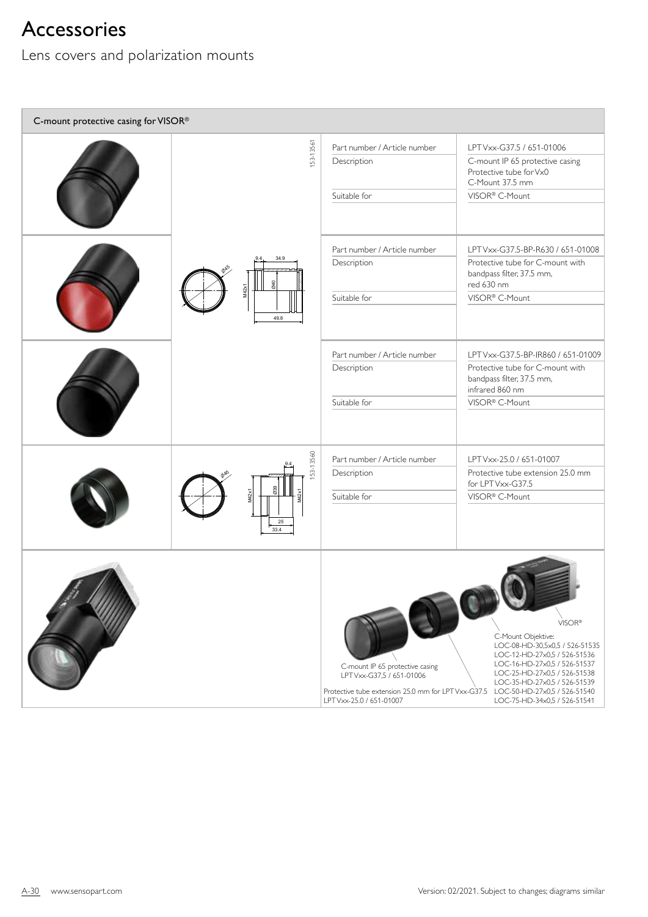# Accessories

## Lens covers and polarization mounts

### C-mount protective casing for VISOR®

| Part number / Article number | Description | Suitable for |
|---|---|---|
| LPT Vxx-G37.5 / 651-01006 | C-mount IP 65 protective casing<br>Protective tube for Vx0<br>C-Mount 37.5 mm | VISOR® C-Mount |
| LPT Vxx-G37.5-BP-R630 / 651-01008 | Protective tube for C-mount with bandpass filter, 37.5 mm, red 630 nm | VISOR® C-Mount |
| LPT Vxx-G37.5-BP-IR860 / 651-01009 | Protective tube for C-mount with bandpass filter, 37.5 mm, infrared 860 nm | VISOR® C-Mount |
| LPT Vxx-25.0 / 651-01007 | Protective tube extension 25.0 mm for LPT Vxx-G37.5 | VISOR® C-Mount |

153-13561

Ø45, 9.4, 34.9, M42x1, Ø40, 49.8

153-13560

Ø45, 9.4, M42x1, Ø39, M42x1, 25, 33.4

VISOR®

C-Mount Objektive:
LOC-08-HD-30,5x0,5 / 526-51535
LOC-12-HD-27x0,5 / 526-51536
LOC-16-HD-27x0,5 / 526-51537
LOC-25-HD-27x0,5 / 526-51538
LOC-35-HD-27x0,5 / 526-51539
LOC-50-HD-27x0,5 / 526-51540
LOC-75-HD-34x0,5 / 526-51541

C-mount IP 65 protective casing
LPT Vxx-G37,5 / 651-01006

Protective tube extension 25.0 mm for LPT Vxx-G37.5
LPT Vxx-25.0 / 651-01007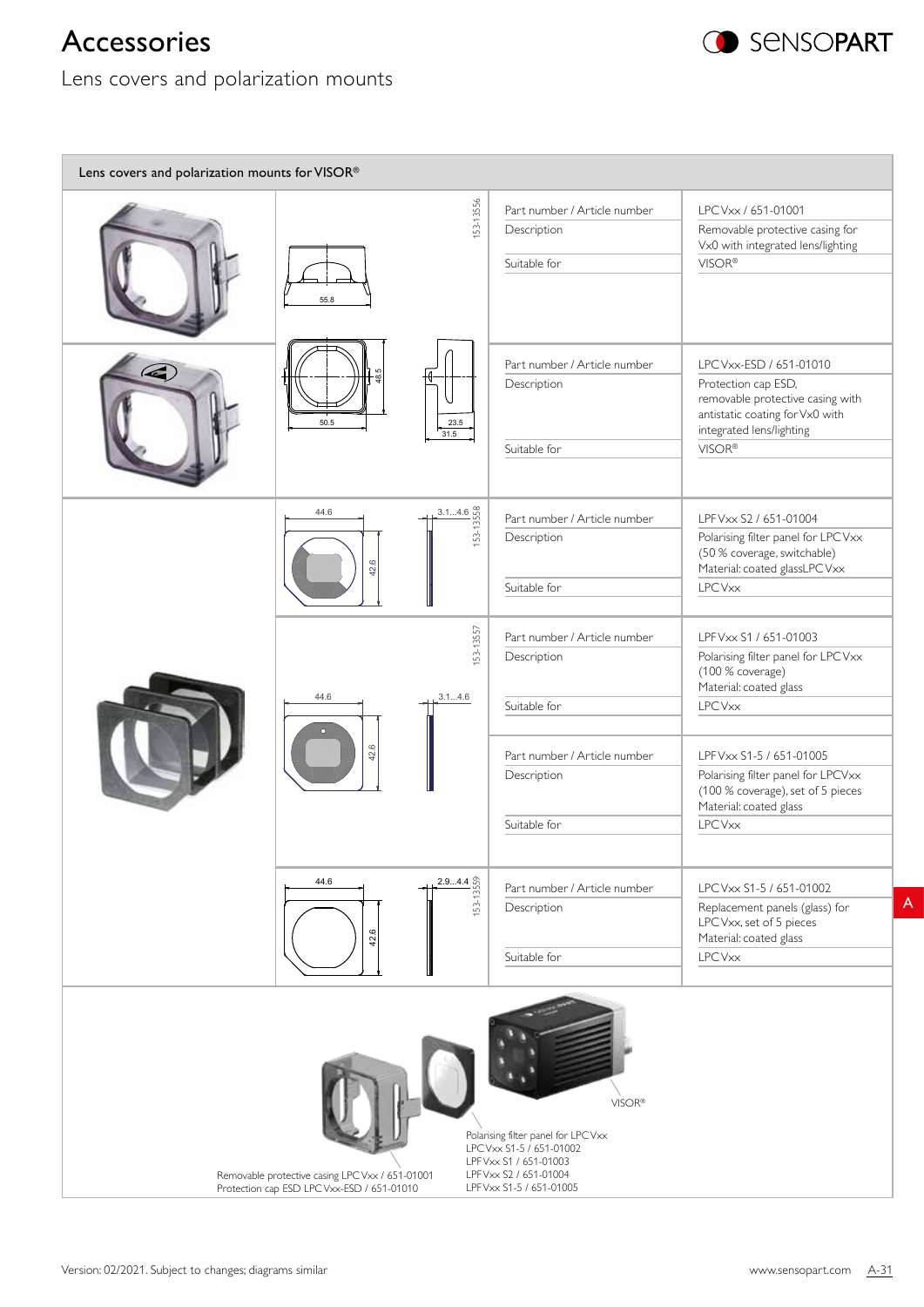# Accessories

Lens covers and polarization mounts

## Lens covers and polarization mounts for VISOR®

| | |
|---|---|
| Part number / Article number | LPC Vxx / 651-01001 |
| Description | Removable protective casing for Vx0 with integrated lens/lighting |
| Suitable for | VISOR® |

| | |
|---|---|
| Part number / Article number | LPC Vxx-ESD / 651-01010 |
| Description | Protection cap ESD, removable protective casing with antistatic coating for Vx0 with integrated lens/lighting |
| Suitable for | VISOR® |

153-13556

55.8

50.5

48.5

23.5

31.5

| | |
|---|---|
| Part number / Article number | LPF Vxx S2 / 651-01004 |
| Description | Polarising filter panel for LPC Vxx (50 % coverage, switchable) Material: coated glassLPC Vxx |
| Suitable for | LPC Vxx |

153-13558

44.6

3.1...4.6

42.6

| | |
|---|---|
| Part number / Article number | LPF Vxx S1 / 651-01003 |
| Description | Polarising filter panel for LPC Vxx (100 % coverage) Material: coated glass |
| Suitable for | LPC Vxx |

| | |
|---|---|
| Part number / Article number | LPF Vxx S1-5 / 651-01005 |
| Description | Polarising filter panel for LPCVxx (100 % coverage), set of 5 pieces Material: coated glass |
| Suitable for | LPC Vxx |

153-13557

44.6

3.1...4.6

42.6

| | |
|---|---|
| Part number / Article number | LPC Vxx S1-5 / 651-01002 |
| Description | Replacement panels (glass) for LPC Vxx, set of 5 pieces Material: coated glass |
| Suitable for | LPC Vxx |

153-13559

44.6

2.9...4.4

42.6

VISOR®

Polarising filter panel for LPC Vxx
LPC Vxx S1-5 / 651-01002
LPF Vxx S1 / 651-01003
LPF Vxx S2 / 651-01004
LPF Vxx S1-5 / 651-01005

Removable protective casing LPC Vxx / 651-01001
Protection cap ESD LPC Vxx-ESD / 651-01010

Version: 02/2021. Subject to changes; diagrams similar